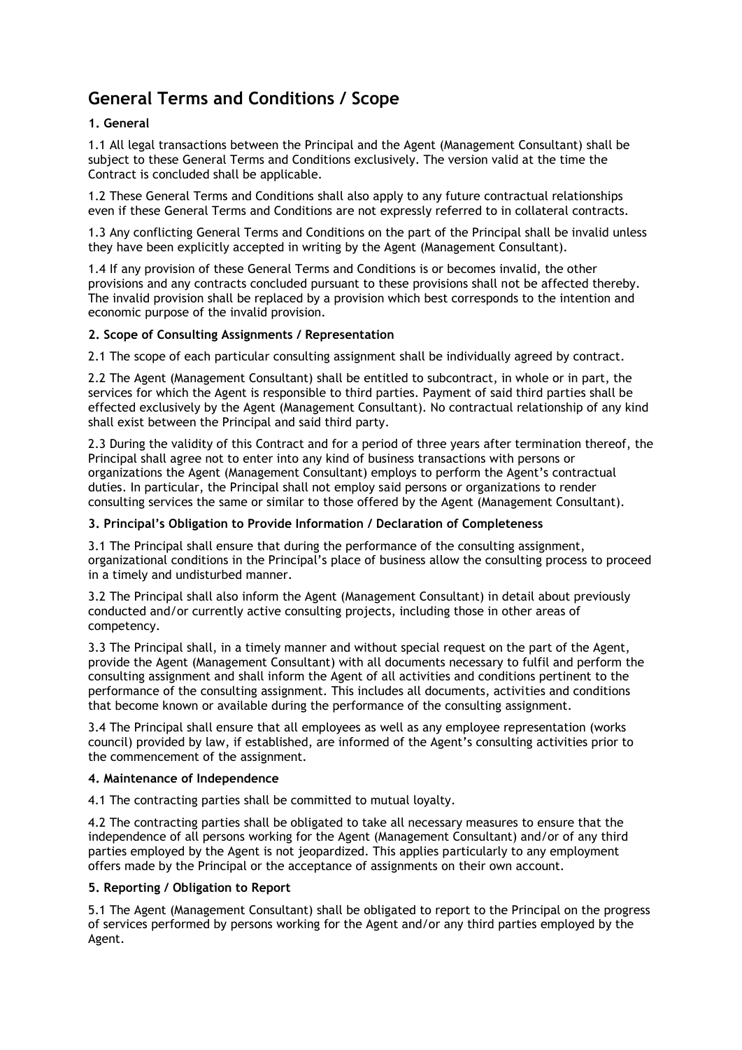# General Terms and Conditions / Scope

**1. General**

1.1 All legal transactions between the Principal and the Agent (Management Consultant) shall be subject to these General Terms and Conditions exclusively. The version valid at the time the Contract is concluded shall be applicable.

1.2 These General Terms and Conditions shall also apply to any future contractual relationships even if these General Terms and Conditions are not expressly referred to in collateral contracts.

1.3 Any conflicting General Terms and Conditions on the part of the Principal shall be invalid unless they have been explicitly accepted in writing by the Agent (Management Consultant).

1.4 If any provision of these General Terms and Conditions is or becomes invalid, the other provisions and any contracts concluded pursuant to these provisions shall not be affected thereby. The invalid provision shall be replaced by a provision which best corresponds to the intention and economic purpose of the invalid provision.

**2. Scope of Consulting Assignments / Representation**

2.1 The scope of each particular consulting assignment shall be individually agreed by contract.

2.2 The Agent (Management Consultant) shall be entitled to subcontract, in whole or in part, the services for which the Agent is responsible to third parties. Payment of said third parties shall be effected exclusively by the Agent (Management Consultant). No contractual relationship of any kind shall exist between the Principal and said third party.

2.3 During the validity of this Contract and for a period of three years after termination thereof, the Principal shall agree not to enter into any kind of business transactions with persons or organizations the Agent (Management Consultant) employs to perform the Agent's contractual duties. In particular, the Principal shall not employ said persons or organizations to render consulting services the same or similar to those offered by the Agent (Management Consultant).

**3. Principal's Obligation to Provide Information / Declaration of Completeness**

3.1 The Principal shall ensure that during the performance of the consulting assignment, organizational conditions in the Principal's place of business allow the consulting process to proceed in a timely and undisturbed manner.

3.2 The Principal shall also inform the Agent (Management Consultant) in detail about previously conducted and/or currently active consulting projects, including those in other areas of competency.

3.3 The Principal shall, in a timely manner and without special request on the part of the Agent, provide the Agent (Management Consultant) with all documents necessary to fulfil and perform the consulting assignment and shall inform the Agent of all activities and conditions pertinent to the performance of the consulting assignment. This includes all documents, activities and conditions that become known or available during the performance of the consulting assignment.

3.4 The Principal shall ensure that all employees as well as any employee representation (works council) provided by law, if established, are informed of the Agent's consulting activities prior to the commencement of the assignment.

**4. Maintenance of Independence**

4.1 The contracting parties shall be committed to mutual loyalty.

4.2 The contracting parties shall be obligated to take all necessary measures to ensure that the independence of all persons working for the Agent (Management Consultant) and/or of any third parties employed by the Agent is not jeopardized. This applies particularly to any employment offers made by the Principal or the acceptance of assignments on their own account.

**5. Reporting / Obligation to Report**

5.1 The Agent (Management Consultant) shall be obligated to report to the Principal on the progress of services performed by persons working for the Agent and/or any third parties employed by the Agent.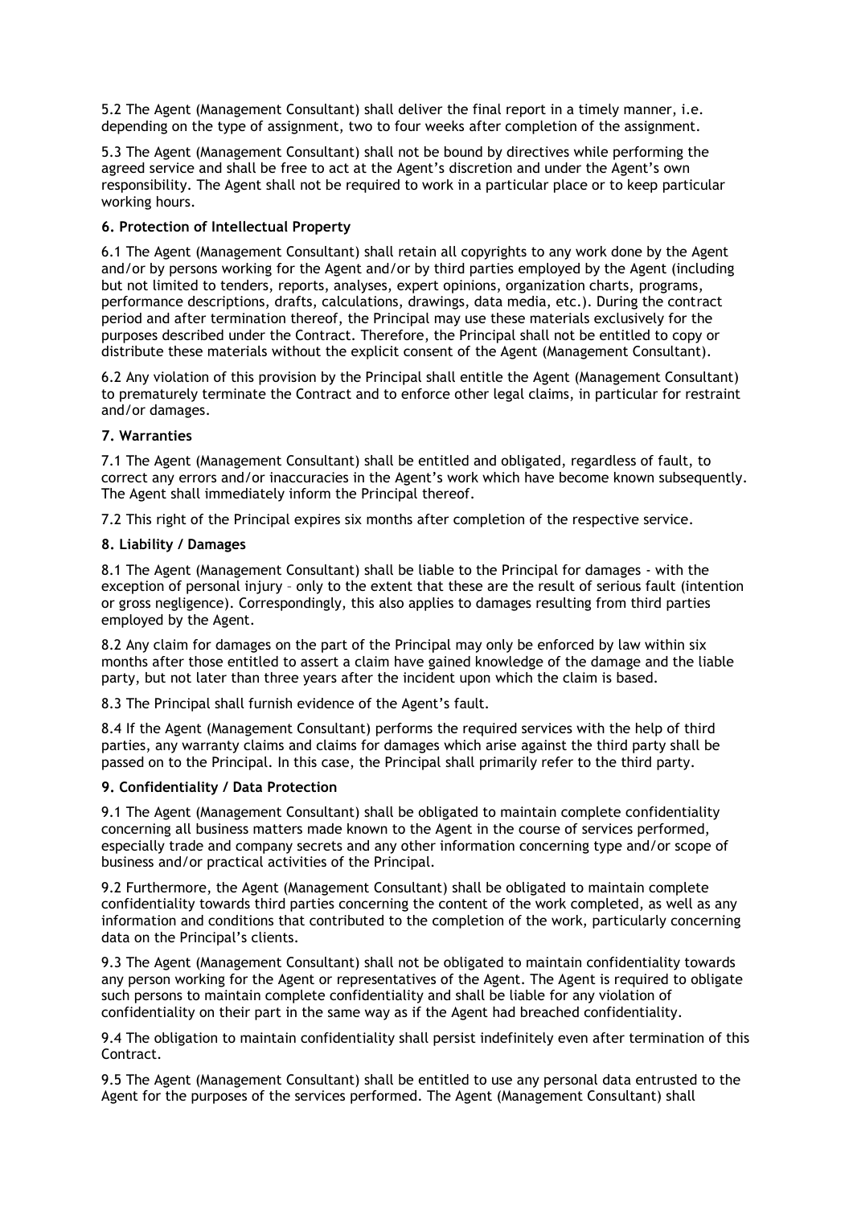5.2 The Agent (Management Consultant) shall deliver the final report in a timely manner, i.e. depending on the type of assignment, two to four weeks after completion of the assignment.

5.3 The Agent (Management Consultant) shall not be bound by directives while performing the agreed service and shall be free to act at the Agent's discretion and under the Agent's own responsibility. The Agent shall not be required to work in a particular place or to keep particular working hours.

**6. Protection of Intellectual Property**

6.1 The Agent (Management Consultant) shall retain all copyrights to any work done by the Agent and/or by persons working for the Agent and/or by third parties employed by the Agent (including but not limited to tenders, reports, analyses, expert opinions, organization charts, programs, performance descriptions, drafts, calculations, drawings, data media, etc.). During the contract period and after termination thereof, the Principal may use these materials exclusively for the purposes described under the Contract. Therefore, the Principal shall not be entitled to copy or distribute these materials without the explicit consent of the Agent (Management Consultant).

6.2 Any violation of this provision by the Principal shall entitle the Agent (Management Consultant) to prematurely terminate the Contract and to enforce other legal claims, in particular for restraint and/or damages.

**7. Warranties**

7.1 The Agent (Management Consultant) shall be entitled and obligated, regardless of fault, to correct any errors and/or inaccuracies in the Agent's work which have become known subsequently. The Agent shall immediately inform the Principal thereof.

7.2 This right of the Principal expires six months after completion of the respective service.

**8. Liability / Damages**

8.1 The Agent (Management Consultant) shall be liable to the Principal for damages - with the exception of personal injury – only to the extent that these are the result of serious fault (intention or gross negligence). Correspondingly, this also applies to damages resulting from third parties employed by the Agent.

8.2 Any claim for damages on the part of the Principal may only be enforced by law within six months after those entitled to assert a claim have gained knowledge of the damage and the liable party, but not later than three years after the incident upon which the claim is based.

8.3 The Principal shall furnish evidence of the Agent's fault.

8.4 If the Agent (Management Consultant) performs the required services with the help of third parties, any warranty claims and claims for damages which arise against the third party shall be passed on to the Principal. In this case, the Principal shall primarily refer to the third party.

**9. Confidentiality / Data Protection**

9.1 The Agent (Management Consultant) shall be obligated to maintain complete confidentiality concerning all business matters made known to the Agent in the course of services performed, especially trade and company secrets and any other information concerning type and/or scope of business and/or practical activities of the Principal.

9.2 Furthermore, the Agent (Management Consultant) shall be obligated to maintain complete confidentiality towards third parties concerning the content of the work completed, as well as any information and conditions that contributed to the completion of the work, particularly concerning data on the Principal's clients.

9.3 The Agent (Management Consultant) shall not be obligated to maintain confidentiality towards any person working for the Agent or representatives of the Agent. The Agent is required to obligate such persons to maintain complete confidentiality and shall be liable for any violation of confidentiality on their part in the same way as if the Agent had breached confidentiality.

9.4 The obligation to maintain confidentiality shall persist indefinitely even after termination of this Contract.

9.5 The Agent (Management Consultant) shall be entitled to use any personal data entrusted to the Agent for the purposes of the services performed. The Agent (Management Consultant) shall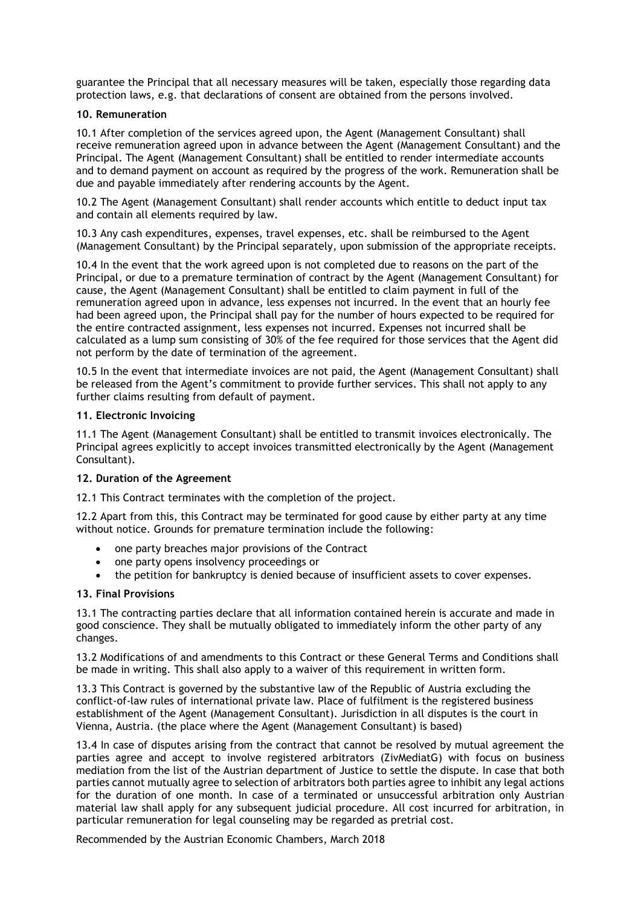guarantee the Principal that all necessary measures will be taken, especially those regarding data protection laws, e.g. that declarations of consent are obtained from the persons involved.

**10. Remuneration**

10.1 After completion of the services agreed upon, the Agent (Management Consultant) shall receive remuneration agreed upon in advance between the Agent (Management Consultant) and the Principal. The Agent (Management Consultant) shall be entitled to render intermediate accounts and to demand payment on account as required by the progress of the work. Remuneration shall be due and payable immediately after rendering accounts by the Agent.

10.2 The Agent (Management Consultant) shall render accounts which entitle to deduct input tax and contain all elements required by law.

10.3 Any cash expenditures, expenses, travel expenses, etc. shall be reimbursed to the Agent (Management Consultant) by the Principal separately, upon submission of the appropriate receipts.

10.4 In the event that the work agreed upon is not completed due to reasons on the part of the Principal, or due to a premature termination of contract by the Agent (Management Consultant) for cause, the Agent (Management Consultant) shall be entitled to claim payment in full of the remuneration agreed upon in advance, less expenses not incurred. In the event that an hourly fee had been agreed upon, the Principal shall pay for the number of hours expected to be required for the entire contracted assignment, less expenses not incurred. Expenses not incurred shall be calculated as a lump sum consisting of 30% of the fee required for those services that the Agent did not perform by the date of termination of the agreement.

10.5 In the event that intermediate invoices are not paid, the Agent (Management Consultant) shall be released from the Agent's commitment to provide further services. This shall not apply to any further claims resulting from default of payment.

**11. Electronic Invoicing**

11.1 The Agent (Management Consultant) shall be entitled to transmit invoices electronically. The Principal agrees explicitly to accept invoices transmitted electronically by the Agent (Management Consultant).

**12. Duration of the Agreement**

12.1 This Contract terminates with the completion of the project.

12.2 Apart from this, this Contract may be terminated for good cause by either party at any time without notice. Grounds for premature termination include the following:

- one party breaches major provisions of the Contract
- one party opens insolvency proceedings or
- the petition for bankruptcy is denied because of insufficient assets to cover expenses.

**13. Final Provisions**

13.1 The contracting parties declare that all information contained herein is accurate and made in good conscience. They shall be mutually obligated to immediately inform the other party of any changes.

13.2 Modifications of and amendments to this Contract or these General Terms and Conditions shall be made in writing. This shall also apply to a waiver of this requirement in written form.

13.3 This Contract is governed by the substantive law of the Republic of Austria excluding the conflict-of-law rules of international private law. Place of fulfilment is the registered business establishment of the Agent (Management Consultant). Jurisdiction in all disputes is the court in Vienna, Austria. (the place where the Agent (Management Consultant) is based)

13.4 In case of disputes arising from the contract that cannot be resolved by mutual agreement the parties agree and accept to involve registered arbitrators (ZivMediatG) with focus on business mediation from the list of the Austrian department of Justice to settle the dispute. In case that both parties cannot mutually agree to selection of arbitrators both parties agree to inhibit any legal actions for the duration of one month. In case of a terminated or unsuccessful arbitration only Austrian material law shall apply for any subsequent judicial procedure. All cost incurred for arbitration, in particular remuneration for legal counseling may be regarded as pretrial cost.

Recommended by the Austrian Economic Chambers, March 2018